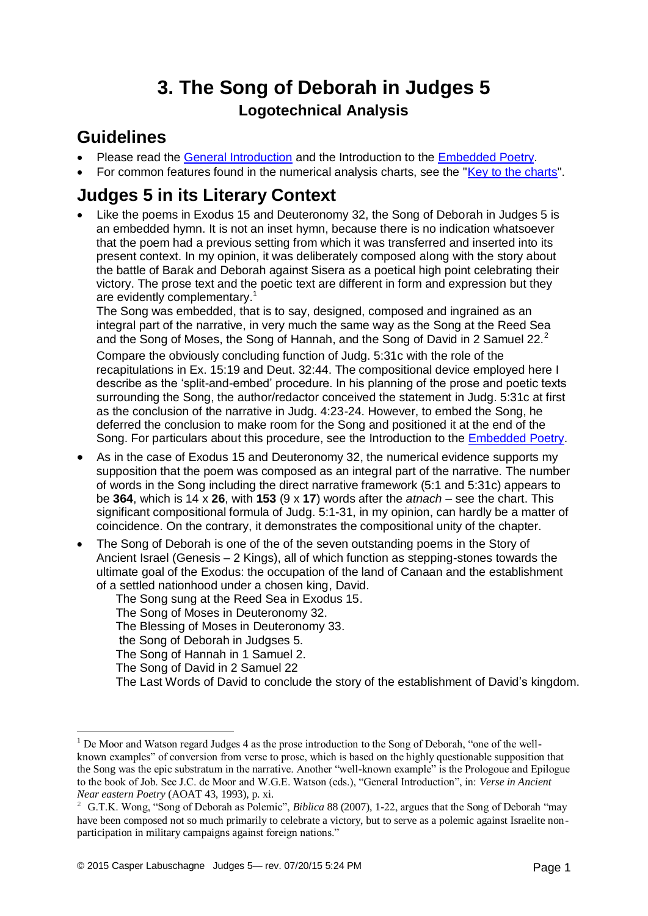# 3. The Song of Deborah in Judges 5

## Logotechnical Analysis

## Guidelines

- Please read the [General Introduction]() and the Introduction to the [Embedded Poetry]().
- For common features found in the numerical analysis charts, see the "[Key to the charts]()".

## Judges 5 in its Literary Context

- Like the poems in Exodus 15 and Deuteronomy 32, the Song of Deborah in Judges 5 is an embedded hymn. It is not an inset hymn, because there is no indication whatsoever that the poem had a previous setting from which it was transferred and inserted into its present context. In my opinion, it was deliberately composed along with the story about the battle of Barak and Deborah against Sisera as a poetical high point celebrating their victory. The prose text and the poetic text are different in form and expression but they are evidently complementary.[1]

  The Song was embedded, that is to say, designed, composed and ingrained as an integral part of the narrative, in very much the same way as the Song at the Reed Sea and the Song of Moses, the Song of Hannah, and the Song of David in 2 Samuel 22.[2]

  Compare the obviously concluding function of Judg. 5:31c with the role of the recapitulations in Ex. 15:19 and Deut. 32:44. The compositional device employed here I describe as the 'split-and-embed' procedure. In his planning of the prose and poetic texts surrounding the Song, the author/redactor conceived the statement in Judg. 5:31c at first as the conclusion of the narrative in Judg. 4:23-24. However, to embed the Song, he deferred the conclusion to make room for the Song and positioned it at the end of the Song. For particulars about this procedure, see the Introduction to the [Embedded Poetry]().

- As in the case of Exodus 15 and Deuteronomy 32, the numerical evidence supports my supposition that the poem was composed as an integral part of the narrative. The number of words in the Song including the direct narrative framework (5:1 and 5:31c) appears to be **364**, which is 14 x **26**, with **153** (9 x **17**) words after the *atnach* – see the chart. This significant compositional formula of Judg. 5:1-31, in my opinion, can hardly be a matter of coincidence. On the contrary, it demonstrates the compositional unity of the chapter.

- The Song of Deborah is one of the of the seven outstanding poems in the Story of Ancient Israel (Genesis – 2 Kings), all of which function as stepping-stones towards the ultimate goal of the Exodus: the occupation of the land of Canaan and the establishment of a settled nationhood under a chosen king, David.

  The Song sung at the Reed Sea in Exodus 15.
  The Song of Moses in Deuteronomy 32.
  The Blessing of Moses in Deuteronomy 33.
  the Song of Deborah in Judges 5.
  The Song of Hannah in 1 Samuel 2.
  The Song of David in 2 Samuel 22
  The Last Words of David to conclude the story of the establishment of David's kingdom.

---

[1] De Moor and Watson regard Judges 4 as the prose introduction to the Song of Deborah, "one of the well-known examples" of conversion from verse to prose, which is based on the highly questionable supposition that the Song was the epic substratum in the narrative. Another "well-known example" is the Prologoue and Epilogue to the book of Job. See J.C. de Moor and W.G.E. Watson (eds.), "General Introduction", in: *Verse in Ancient Near eastern Poetry* (AOAT 43, 1993), p. xi.

[2] G.T.K. Wong, "Song of Deborah as Polemic", *Biblica* 88 (2007), 1-22, argues that the Song of Deborah "may have been composed not so much primarily to celebrate a victory, but to serve as a polemic against Israelite non-participation in military campaigns against foreign nations."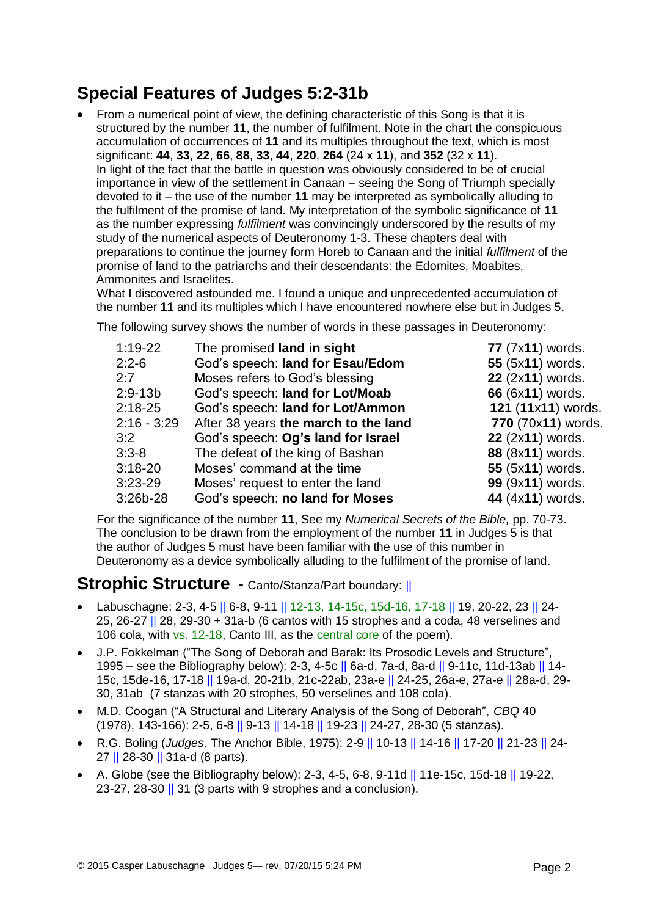## Special Features of Judges 5:2-31b

- From a numerical point of view, the defining characteristic of this Song is that it is structured by the number **11**, the number of fulfilment. Note in the chart the conspicuous accumulation of occurrences of **11** and its multiples throughout the text, which is most significant: **44**, **33**, **22**, **66**, **88**, **33**, **44**, **220**, **264** (24 x **11**), and **352** (32 x **11**).
  In light of the fact that the battle in question was obviously considered to be of crucial importance in view of the settlement in Canaan – seeing the Song of Triumph specially devoted to it – the use of the number **11** may be interpreted as symbolically alluding to the fulfilment of the promise of land. My interpretation of the symbolic significance of **11** as the number expressing *fulfilment* was convincingly underscored by the results of my study of the numerical aspects of Deuteronomy 1-3. These chapters deal with preparations to continue the journey form Horeb to Canaan and the initial *fulfilment* of the promise of land to the patriarchs and their descendants: the Edomites, Moabites, Ammonites and Israelites.
  What I discovered astounded me. I found a unique and unprecedented accumulation of the number **11** and its multiples which I have encountered nowhere else but in Judges 5.

  The following survey shows the number of words in these passages in Deuteronomy:

| | | |
|---|---|---|
| 1:19-22 | The promised **land in sight** | **77** (7x**11**) words. |
| 2:2-6 | God's speech: **land for Esau/Edom** | **55** (5x**11**) words. |
| 2:7 | Moses refers to God's blessing | **22** (2x**11**) words. |
| 2:9-13b | God's speech: **land for Lot/Moab** | **66** (6x**11**) words. |
| 2:18-25 | God's speech: **land for Lot/Ammon** | **121** (**11**x**11**) words. |
| 2:16 - 3:29 | After 38 years **the march to the land** | **770** (70x**11**) words. |
| 3:2 | God's speech: **Og's land for Israel** | **22** (2x**11**) words. |
| 3:3-8 | The defeat of the king of Bashan | **88** (8x**11**) words. |
| 3:18-20 | Moses' command at the time | **55** (5x**11**) words. |
| 3:23-29 | Moses' request to enter the land | **99** (9x**11**) words. |
| 3:26b-28 | God's speech: **no land for Moses** | **44** (4x**11**) words. |

  For the significance of the number **11**, See my *Numerical Secrets of the Bible,* pp. 70-73. The conclusion to be drawn from the employment of the number **11** in Judges 5 is that the author of Judges 5 must have been familiar with the use of this number in Deuteronomy as a device symbolically alluding to the fulfilment of the promise of land.

## Strophic Structure - Canto/Stanza/Part boundary: ||

- Labuschagne: 2-3, 4-5 || 6-8, 9-11 || 12-13, 14-15c, 15d-16, 17-18 || 19, 20-22, 23 || 24-25, 26-27 || 28, 29-30 + 31a-b (6 cantos with 15 strophes and a coda, 48 verselines and 106 cola, with vs. 12-18, Canto III, as the central core of the poem).
- J.P. Fokkelman ("The Song of Deborah and Barak: Its Prosodic Levels and Structure", 1995 – see the Bibliography below): 2-3, 4-5c || 6a-d, 7a-d, 8a-d || 9-11c, 11d-13ab || 14-15c, 15de-16, 17-18 || 19a-d, 20-21b, 21c-22ab, 23a-e || 24-25, 26a-e, 27a-e || 28a-d, 29-30, 31ab (7 stanzas with 20 strophes, 50 verselines and 108 cola).
- M.D. Coogan ("A Structural and Literary Analysis of the Song of Deborah", *CBQ* 40 (1978), 143-166): 2-5, 6-8 || 9-13 || 14-18 || 19-23 || 24-27, 28-30 (5 stanzas).
- R.G. Boling (*Judges,* The Anchor Bible, 1975): 2-9 || 10-13 || 14-16 || 17-20 || 21-23 || 24-27 || 28-30 || 31a-d (8 parts).
- A. Globe (see the Bibliography below): 2-3, 4-5, 6-8, 9-11d || 11e-15c, 15d-18 || 19-22, 23-27, 28-30 || 31 (3 parts with 9 strophes and a conclusion).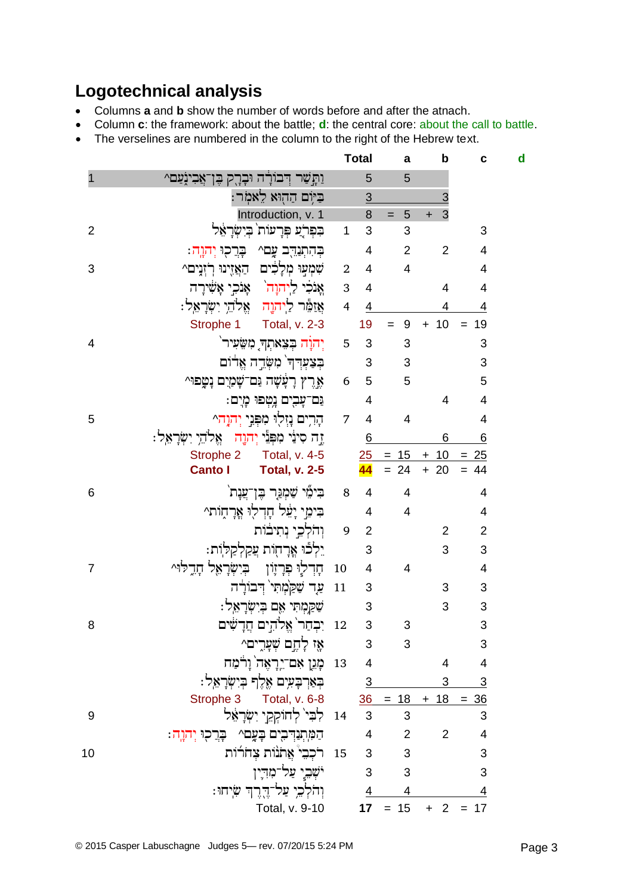## Logotechnical analysis

- Columns **a** and **b** show the number of words before and after the atnach.
- Column **c**: the framework: about the battle; **d**: the central core: about the call to battle.
- The verselines are numbered in the column to the right of the Hebrew text.

| Verse | Hebrew text | Verseline | Total | a | b | c | d |
|---|---|---|---|---|---|---|---|
| 1 | וַתָּשַׁר דְּבוֹרָה וּבָרָק בֶּן־אֲבִינֹעַם^ | | 5 | 5 | | | |
| | בַּיּוֹם הַהוּא לֵאמֹר׃ | | 3 | | 3 | | |
| | Introduction, v. 1 | | 8 | = 5 | + 3 | | |
| 2 | בִּפְרֹעַ פְּרָעוֹת בְּיִשְׂרָאֵל | 1 | 3 | 3 | | 3 | |
| | בְּהִתְנַדֵּב עָם^ בָּרֲכוּ יְהוָה׃ | | 4 | 2 | 2 | 4 | |
| 3 | שִׁמְעוּ מְלָכִים הַאֲזִינוּ רֹזְנִים^ | 2 | 4 | 4 | | 4 | |
| | אָנֹכִי לַיהוָה אָנֹכִי אָשִׁירָה | 3 | 4 | | 4 | 4 | |
| | אֲזַמֵּר לַיהוָה אֱלֹהֵי יִשְׂרָאֵל׃ | 4 | 4 | | 4 | 4 | |
| | Strophe 1 Total, v. 2-3 | | 19 | = 9 | + 10 | = 19 | |
| 4 | יְהוָה בְּצֵאתְךָ מִשֵּׂעִיר | 5 | 3 | 3 | | 3 | |
| | בְּצַעְדְּךָ מִשְּׂדֵה אֱדוֹם | | 3 | 3 | | 3 | |
| | אֶרֶץ רָעָשָׁה גַּם־שָׁמַיִם נָטָפוּ^ | 6 | 5 | 5 | | 5 | |
| | גַּם־עָבִים נָטְפוּ מָיִם׃ | | 4 | | 4 | 4 | |
| 5 | הָרִים נָזְלוּ מִפְּנֵי יְהוָה^ | 7 | 4 | 4 | | 4 | |
| | זֶה סִינַי מִפְּנֵי יְהוָה אֱלֹהֵי יִשְׂרָאֵל׃ | | 6 | | 6 | 6 | |
| | Strophe 2 Total, v. 4-5 | | 25 | = 15 | + 10 | = 25 | |
| | **Canto I Total, v. 2-5** | | **44** | = 24 | + 20 | = 44 | |
| 6 | בִּימֵי שַׁמְגַּר בֶּן־עֲנָת | 8 | 4 | 4 | | 4 | |
| | בִּימֵי יָעֵל חָדְלוּ אֳרָחוֹת^ | | 4 | 4 | | 4 | |
| | וְהֹלְכֵי נְתִיבוֹת | 9 | 2 | | 2 | 2 | |
| | יֵלְכוּ אֳרָחוֹת עֲקַלְקַלּוֹת׃ | | 3 | | 3 | 3 | |
| 7 | חָדְלוּ פְרָזוֹן בְּיִשְׂרָאֵל חָדֵלּוּ^ | 10 | 4 | 4 | | 4 | |
| | עַד שַׁקַּמְתִּי דְּבוֹרָה | 11 | 3 | | 3 | 3 | |
| | שַׁקַּמְתִּי אֵם בְּיִשְׂרָאֵל׃ | | 3 | | 3 | 3 | |
| 8 | יִבְחַר אֱלֹהִים חֲדָשִׁים | 12 | 3 | 3 | | 3 | |
| | אָז לָחֶם שְׁעָרִים^ | | 3 | 3 | | 3 | |
| | מָגֵן אִם־יֵרָאֶה וָרֹמַח | 13 | 4 | | 4 | 4 | |
| | בְּאַרְבָּעִים אֶלֶף בְּיִשְׂרָאֵל׃ | | 3 | | 3 | 3 | |
| | Strophe 3 Total, v. 6-8 | | 36 | = 18 | + 18 | = 36 | |
| 9 | לִבִּי לְחוֹקְקֵי יִשְׂרָאֵל | 14 | 3 | 3 | | 3 | |
| | הַמִּתְנַדְּבִים בָּעָם^ בָּרֲכוּ יְהוָה׃ | | 4 | 2 | 2 | 4 | |
| 10 | רֹכְבֵי אֲתֹנוֹת צְחֹרוֹת | 15 | 3 | 3 | | 3 | |
| | יֹשְׁבֵי עַל־מִדִּין | | 3 | 3 | | 3 | |
| | וְהֹלְכֵי עַל־דֶּרֶךְ שִׂיחוּ׃ | | 4 | 4 | | 4 | |
| | Total, v. 9-10 | | **17** | = 15 | + 2 | = 17 | |

© 2015 Casper Labuschagne Judges 5— rev. 07/20/15 5:24 PM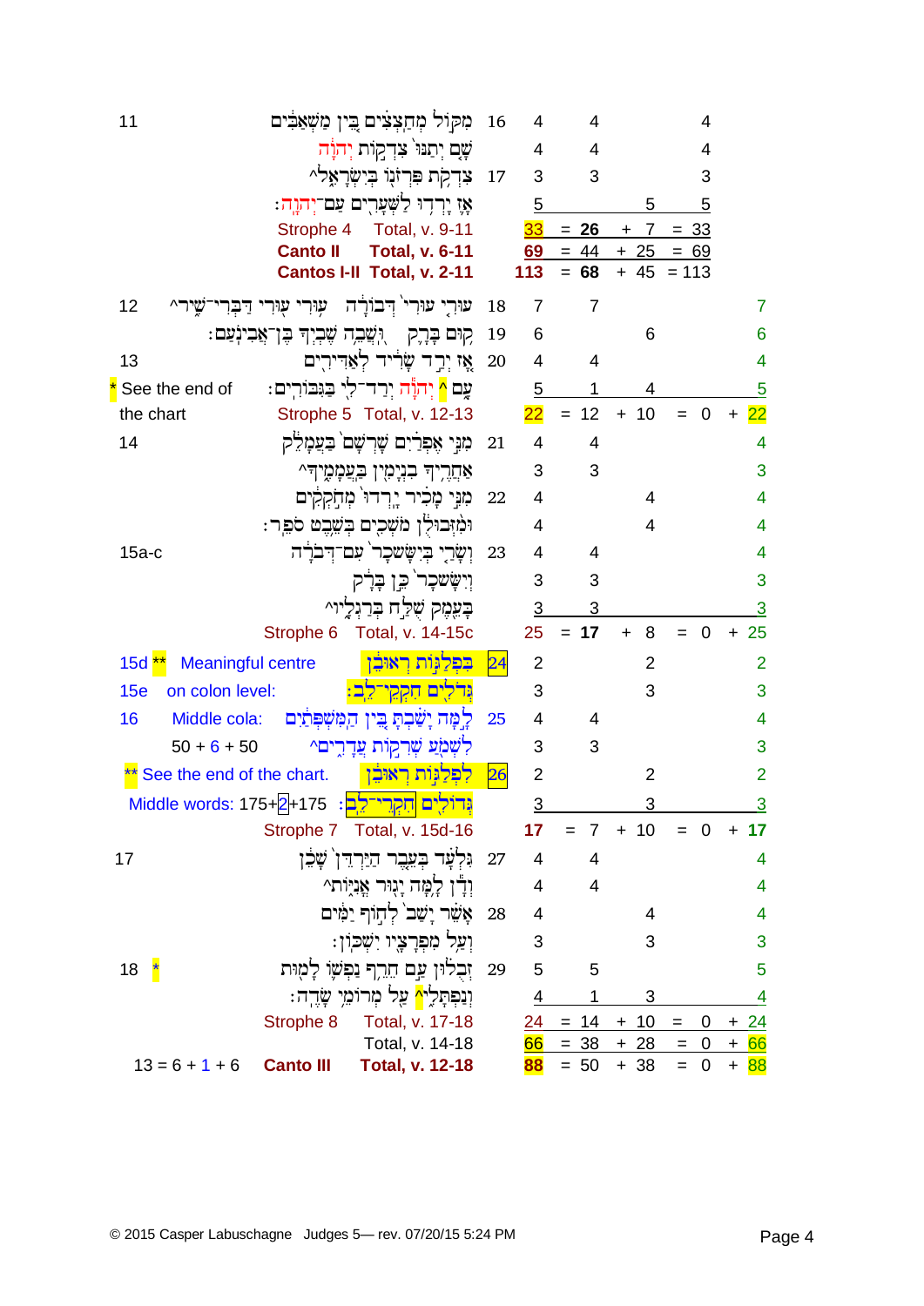| Verse | Hebrew text | Line | Words | A | B | C | D |
|---|---|---|---|---|---|---|---|
| 11 | מִקּוֹל מְחַצְצִים בֵּין מַשְׁאַבִּים | 16 | 4 | 4 | | 4 | |
| | שָׁם יְתַנּוּ צִדְקוֹת יְהוָה | | 4 | 4 | | 4 | |
| | צִדְקֹת פִּרְזוֹנוֹ בְּיִשְׂרָאֵל^ | 17 | 3 | 3 | | 3 | |
| | אָז יָרְדוּ לַשְּׁעָרִים עַם־יְהוָה׃ | | 5 | | 5 | 5 | |
| | Strophe 4 Total, v. 9-11 | | 33 | = 26 | + 7 | = 33 | |
| | **Canto II Total, v. 6-11** | | 69 | = 44 | + 25 | = 69 | |
| | **Cantos I-II Total, v. 2-11** | | 113 | = 68 | + 45 | = 113 | |
| 12 | עוּרִי עוּרִי דְּבוֹרָה עוּרִי עוּרִי דַּבְּרִי־שִׁיר^ | 18 | 7 | 7 | | | 7 |
| | קוּם בָּרָק וּשֲׁבֵה שֶׁבְיְךָ בֶּן־אֲבִינֹעַם׃ | 19 | 6 | | 6 | | 6 |
| 13 | אָז יְרַד שָׂרִיד לְאַדִּירִים | 20 | 4 | 4 | | | 4 |
| * See the end of the chart | עַם ^ יְהוָה יְרַד־לִי בַּגִּבּוֹרִים׃ | | 5 | 1 | 4 | | 5 |
| | Strophe 5 Total, v. 12-13 | | 22 | = 12 | + 10 | = 0 | + 22 |
| 14 | מִנִּי אֶפְרַיִם שָׁרְשָׁם בַּעֲמָלֵק | 21 | 4 | 4 | | | 4 |
| | אַחֲרֶיךָ בִנְיָמִין בַּעֲמָמֶיךָ^ | | 3 | 3 | | | 3 |
| | מִנִּי מָכִיר יָרְדוּ מְחֹקְקִים | 22 | 4 | | 4 | | 4 |
| | וּמִזְּבוּלֻן מֹשְׁכִים בְּשֵׁבֶט סֹפֵר׃ | | 4 | | 4 | | 4 |
| 15a-c | וְשָׂרַי בְּיִשָּׂשכָר עִם־דְּבֹרָה | 23 | 4 | 4 | | | 4 |
| | וְיִשָּׂשכָר כֵּן בָּרָק | | 3 | 3 | | | 3 |
| | בָּעֵמֶק שֻׁלַּח בְּרַגְלָיו^ | | 3 | 3 | | | 3 |
| | Strophe 6 Total, v. 14-15c | | 25 | = 17 | + 8 | = 0 | + 25 |
| 15d ** Meaningful centre | בִּפְלַגּוֹת רְאוּבֵן | 24 | 2 | | 2 | | 2 |
| 15e on colon level: | גְּדֹלִים חִקְקֵי־לֵב׃ | | 3 | | 3 | | 3 |
| 16 Middle cola: | לָמָּה יָשַׁבְתָּ בֵּין הַמִּשְׁפְּתַיִם | 25 | 4 | 4 | | | 4 |
| 50 + 6 + 50 | לִשְׁמֹעַ שְׁרִקוֹת עֲדָרִים^ | | 3 | 3 | | | 3 |
| ** See the end of the chart. | לִפְלַגּוֹת רְאוּבֵן | 26 | 2 | | 2 | | 2 |
| Middle words: 175+2+175 | גְּדוֹלִים חִקְרֵי־לֵב׃ | | 3 | | 3 | | 3 |
| | Strophe 7 Total, v. 15d-16 | | 17 | = 7 | + 10 | = 0 | + 17 |
| 17 | גִּלְעָד בְּעֵבֶר הַיַּרְדֵּן שָׁכֵן | 27 | 4 | 4 | | | 4 |
| | וְדָן לָמָּה יָגוּר אֳנִיּוֹת^ | | 4 | 4 | | | 4 |
| | אָשֵׁר יָשַׁב לְחוֹף יַמִּים | 28 | 4 | | 4 | | 4 |
| | וְעַל מִפְרָצָיו יִשְׁכּוֹן׃ | | 3 | | 3 | | 3 |
| 18 * | זְבֻלוּן עַם חֵרֵף נַפְשׁוֹ לָמוּת | 29 | 5 | 5 | | | 5 |
| | וְנַפְתָּלִי ^ עַל מְרוֹמֵי שָׂדֶה׃ | | 4 | 1 | 3 | | 4 |
| | Strophe 8 Total, v. 17-18 | | 24 | = 14 | + 10 | = 0 | + 24 |
| | Total, v. 14-18 | | 66 | = 38 | + 28 | = 0 | + 66 |
| 13 = 6 + 1 + 6 | **Canto III Total, v. 12-18** | | 88 | = 50 | + 38 | = 0 | + 88 |

© 2015 Casper Labuschagne Judges 5— rev. 07/20/15 5:24 PM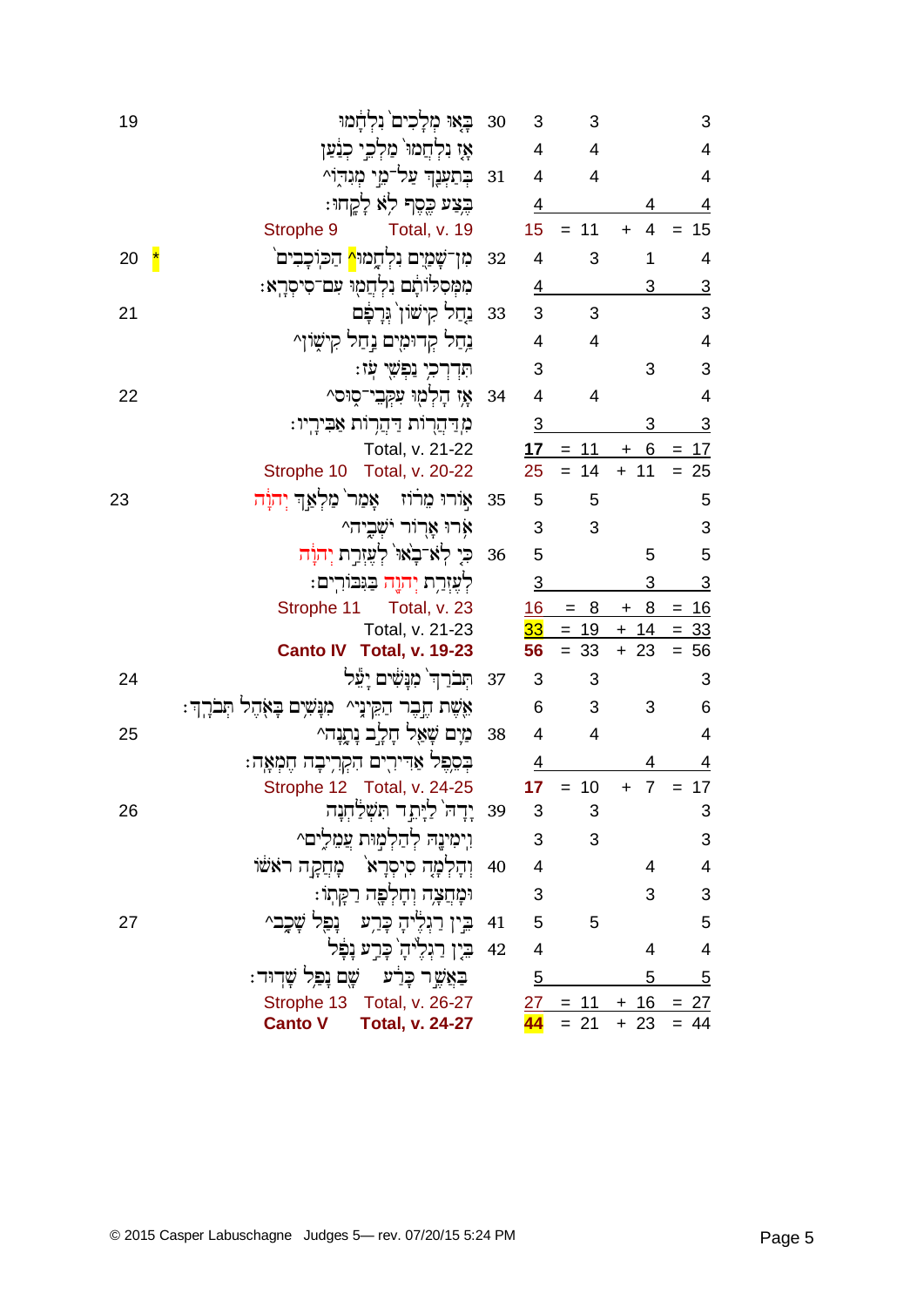| Verse | | Hebrew | Colon | Words | | | Total |
|---|---|---|---|---|---|---|---|
| 19 | | בָּ֤אוּ מְלָכִים֙ נִלְחָ֔מוּ | 30 | 3 | 3 | | 3 |
| | | אָ֤ז נִלְחֲמוּ֙ מַלְכֵ֣י כְנַ֔עַן | | 4 | 4 | | 4 |
| | | בְּתַעְנַ֖ךְ עַל־מֵ֣י מְגִדּ֑וֹ^ | 31 | 4 | 4 | | 4 |
| | | בֶּ֥צַע כֶּ֖סֶף לֹ֥א לָקָֽחוּ׃ | | 4 | | 4 | 4 |
| | | Strophe 9 Total, v. 19 | | 15 | = 11 | + 4 | = 15 |
| 20 | * | מִן־שָׁמַ֖יִם נִלְחָ֑מוּ^ הַכּֽוֹכָבִים֙ | 32 | 4 | 3 | 1 | 4 |
| | | מִמְּסִלּוֹתָ֔ם נִלְחֲמ֖וּ עִם־סִֽיסְרָֽא׃ | | 4 | | 3 | 3 |
| 21 | | נַ֤חַל קִישׁוֹן֙ גְּרָפָ֔ם | 33 | 3 | 3 | | 3 |
| | | נַ֥חַל קְדוּמִ֖ים נַ֣חַל קִישׁ֑וֹן^ | | 4 | 4 | | 4 |
| | | תִּדְרְכִ֥י נַפְשִׁ֖י עֹֽז׃ | | 3 | | 3 | 3 |
| 22 | | אָ֥ז הָלְמ֖וּ עִקְּבֵי־ס֑וּס^ | 34 | 4 | 4 | | 4 |
| | | מִֽדַּהֲר֖וֹת דַּהֲר֥וֹת אַבִּירָֽיו׃ | | 3 | | 3 | 3 |
| | | Total, v. 21-22 | | 17 | = 11 | + 6 | = 17 |
| | | Strophe 10 Total, v. 20-22 | | 25 | = 14 | + 11 | = 25 |
| 23 | | א֣וֹרוּ מֵר֗וֹז אָמַר֙ מַלְאַ֣ךְ יְהוָ֔ה | 35 | 5 | 5 | | 5 |
| | | אֹ֥רוּ אָר֖וֹר יֹשְׁבֶ֑יהָ^ | | 3 | 3 | | 3 |
| | | כִּ֤י לֹא־בָ֙אוּ֙ לְעֶזְרַ֣ת יְהוָ֔ה | 36 | 5 | | 5 | 5 |
| | | לְעֶזְרַ֥ת יְהוָ֖ה בַּגִּבּוֹרִֽים׃ | | 3 | | 3 | 3 |
| | | Strophe 11 Total, v. 23 | | 16 | = 8 | + 8 | = 16 |
| | | Total, v. 21-23 | | 33 | = 19 | + 14 | = 33 |
| | | **Canto IV Total, v. 19-23** | | **56** | = 33 | + 23 | = 56 |
| 24 | | תְּבֹרַךְ֙ מִנָּשִׁ֔ים יָעֵ֕ל | 37 | 3 | 3 | | 3 |
| | | אֵ֖שֶׁת חֶ֣בֶר הַקֵּינִ֑י^ מִנָּשִׁ֥ים בָּאֹ֖הֶל תְּבֹרָֽךְ׃ | | 6 | 3 | 3 | 6 |
| 25 | | מַ֥יִם שָׁאַ֖ל חָלָ֣ב נָתָ֑נָה^ | 38 | 4 | 4 | | 4 |
| | | בְּסֵ֥פֶל אַדִּירִ֖ים הִקְרִ֥יבָה חֶמְאָֽה׃ | | 4 | | 4 | 4 |
| | | Strophe 12 Total, v. 24-25 | | 17 | = 10 | + 7 | = 17 |
| 26 | | יָדָהּ֙ לַיָּתֵ֣ד תִּשְׁלַ֔חְנָה | 39 | 3 | 3 | | 3 |
| | | וִֽימִינָ֖הּ לְהַלְמ֣וּת עֲמֵלִ֑ים^ | | 3 | 3 | | 3 |
| | | וְהָלְמָ֤ה סִֽיסְרָא֙ מָחֲקָ֣ה רֹאשׁ֔וֹ | 40 | 4 | | 4 | 4 |
| | | וּמָחֲצָ֥ה וְחָלְפָ֖ה רַקָּתֽוֹ׃ | | 3 | | 3 | 3 |
| 27 | | בֵּ֣ין רַגְלֶ֔יהָ כָּרַ֥ע נָפַ֖ל שָׁכָ֑ב^ | 41 | 5 | 5 | | 5 |
| | | בֵּ֤ין רַגְלֶ֙יהָ֙ כָּרַ֣ע נָפָ֔ל | 42 | 4 | | 4 | 4 |
| | | בַּאֲשֶׁ֣ר כָּרַ֔ע שָׁ֖ם נָפַ֥ל שָׁדֽוּד׃ | | 5 | | 5 | 5 |
| | | Strophe 13 Total, v. 26-27 | | 27 | = 11 | + 16 | = 27 |
| | | **Canto V Total, v. 24-27** | | **44** | = 21 | + 23 | = 44 |

© 2015 Casper Labuschagne Judges 5— rev. 07/20/15 5:24 PM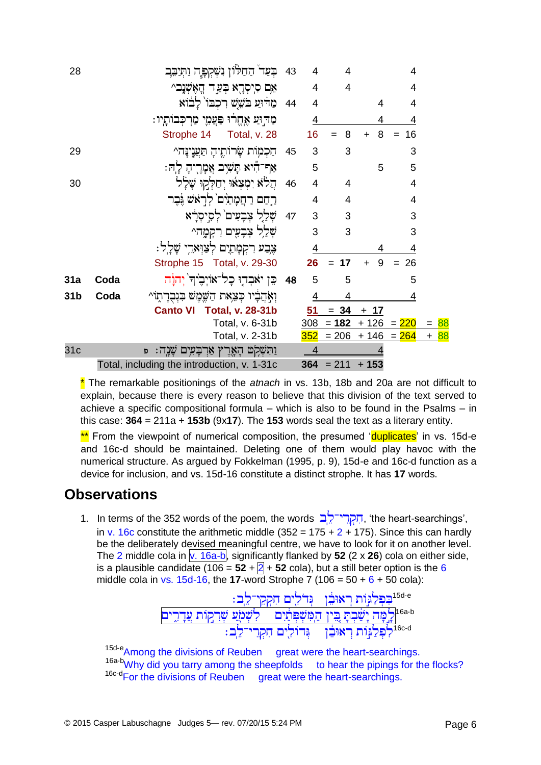| Verse | | Hebrew text | Colon | Words | | | | | | |
|---|---|---|---|---|---|---|---|---|---|---|
| 28 | | בְּעַד הַחַלּוֹן נִשְׁקְפָה וַתְּיַבֵּב | 43 | 4 | | 4 | | | | 4 |
| | | אֵם סִיסְרָא בְּעַד הָאֶשְׁנָב^ | | 4 | | 4 | | | | 4 |
| | | מַדּוּעַ בֹּשֵׁשׁ רִכְבּוֹ לָבוֹא | 44 | 4 | | | | 4 | | 4 |
| | | מַדּוּעַ אֶחֱרוּ פַּעֲמֵי מַרְכְּבוֹתָיו׃ | | 4 | | | | 4 | | 4 |
| | | Strophe 14 Total, v. 28 | | 16 | = | 8 | + | 8 | = | 16 |
| 29 | | חַכְמוֹת שָׂרוֹתֶיהָ תַּעֲנֶינָּה^ | 45 | 3 | | 3 | | | | 3 |
| | | אַף־הִיא תָּשִׁיב אֲמָרֶיהָ לָהּ׃ | | 5 | | | | 5 | | 5 |
| 30 | | הֲלֹא יִמְצְאוּ יְחַלְּקוּ שָׁלָל | 46 | 4 | | 4 | | | | 4 |
| | | רַחַם רַחֲמָתַיִם לְרֹאשׁ גֶּבֶר | | 4 | | 4 | | | | 4 |
| | | שְׁלַל צְבָעִים לְסִיסְרָא | 47 | 3 | | 3 | | | | 3 |
| | | שְׁלַל צְבָעִים רִקְמָה^ | | 3 | | 3 | | | | 3 |
| | | צֶבַע רִקְמָתַיִם לְצַוְּארֵי שָׁלָל׃ | | 4 | | | | 4 | | 4 |
| | | Strophe 15 Total, v. 29-30 | | **26** | = | **17** | + | 9 | = | 26 |
| **31a** | **Coda** | כֵּן יֹאבְדוּ כָל־אוֹיְבֶיךָ יְהוָה | **48** | 5 | | 5 | | | | 5 |
| **31b** | **Coda** | וְאֹהֲבָיו כְּצֵאת הַשֶּׁמֶשׁ בִּגְבֻרָתוֹ^ | | 4 | | 4 | | | | 4 |
| | | **Canto VI Total, v. 28-31b** | | **51** | = | **34** | + | **17** | | |
| | | Total, v. 6-31b | | 308 | = | **182** | + | 126 | = | 220 = 88 |
| | | Total, v. 2-31b | | 352 | = | 206 | + | 146 | = | 264 + 88 |
| 31c | | וַתִּשְׁקֹט הָאָרֶץ אַרְבָּעִים שָׁנָה׃ פ | | 4 | | | | 4 | | |
| | | Total, including the introduction, v. 1-31c | | **364** | = | 211 | + | **153** | | |

\* The remarkable positionings of the *atnach* in vs. 13b, 18b and 20a are not difficult to explain, because there is every reason to believe that this division of the text served to achieve a specific compositional formula – which is also to be found in the Psalms – in this case: **364** = 211a + **153b** (9x**17**). The **153** words seal the text as a literary entity.

\*\* From the viewpoint of numerical composition, the presumed 'duplicates' in vs. 15d-e and 16c-d should be maintained. Deleting one of them would play havoc with the numerical structure. As argued by Fokkelman (1995, p. 9), 15d-e and 16c-d function as a device for inclusion, and vs. 15d-16 constitute a distinct strophe. It has **17** words.

## Observations

1. In terms of the 352 words of the poem, the words חִקְרֵי־לֵב, 'the heart-searchings', in v. 16c constitute the arithmetic middle (352 = 175 + 2 + 175). Since this can hardly be the deliberately devised meaningful centre, we have to look for it on another level. The 2 middle cola in v. 16a-b, significantly flanked by **52** (2 x **26**) cola on either side, is a plausible candidate (106 = **52** + 2 + **52** cola), but a still beter option is the 6 middle cola in vs. 15d-16, the **17**-word Strophe 7 (106 = 50 + 6 + 50 cola):

   [15d-e] בִּפְלַגּוֹת רְאוּבֵן גְּדֹלִים חִקְקֵי־לֵב׃
   [16a-b] לָמָּה יָשַׁבְתָּ בֵּין הַמִּשְׁפְּתַיִם לִשְׁמֹעַ שְׁרִקוֹת עֲדָרִים
   [16c-d] לִפְלַגּוֹת רְאוּבֵן גְּדוֹלִים חִקְרֵי־לֵב׃

   [15d-e] Among the divisions of Reuben great were the heart-searchings.
   [16a-b] Why did you tarry among the sheepfolds to hear the pipings for the flocks?
   [16c-d] For the divisions of Reuben great were the heart-searchings.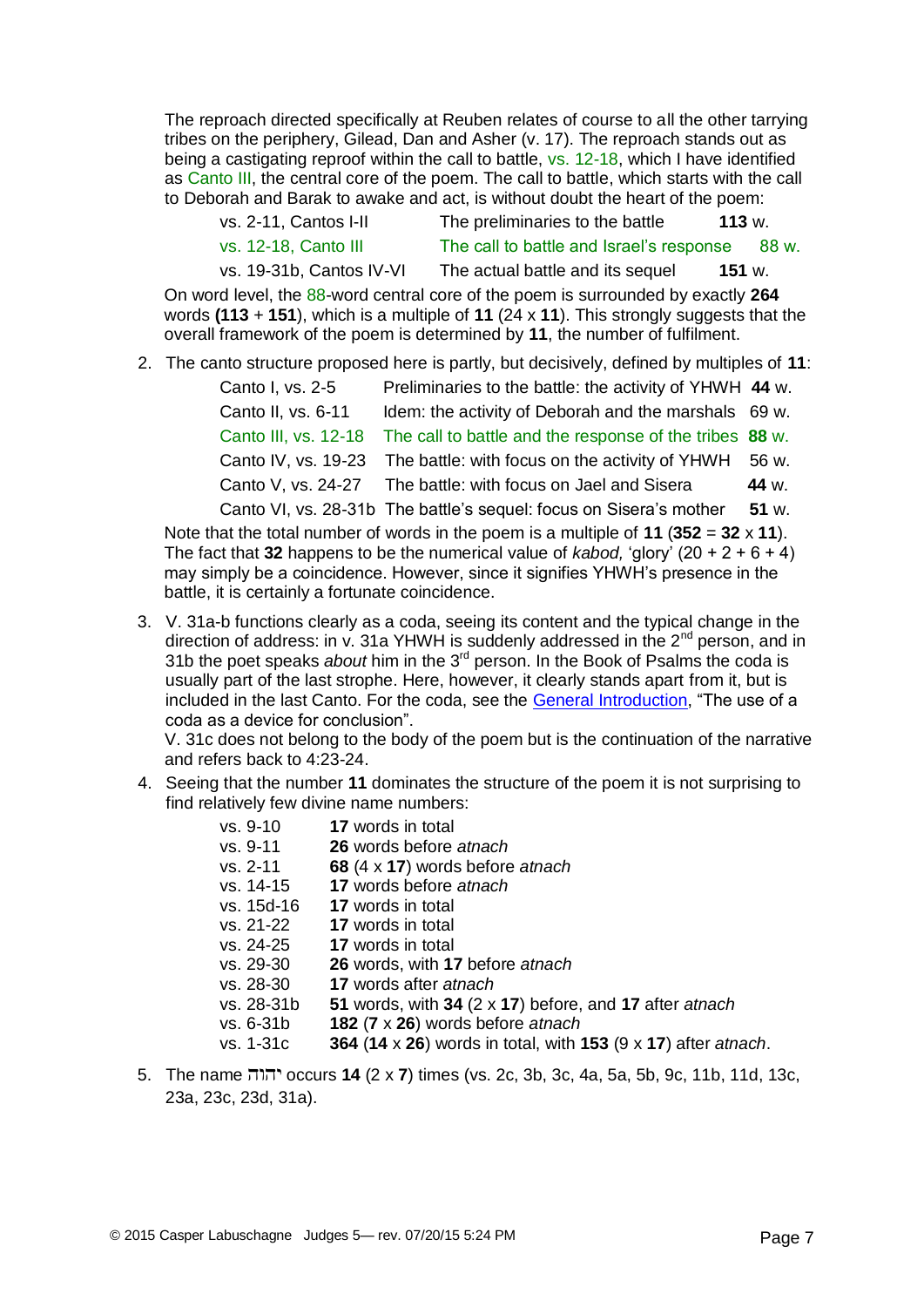The reproach directed specifically at Reuben relates of course to all the other tarrying tribes on the periphery, Gilead, Dan and Asher (v. 17). The reproach stands out as being a castigating reproof within the call to battle, vs. 12-18, which I have identified as Canto III, the central core of the poem. The call to battle, which starts with the call to Deborah and Barak to awake and act, is without doubt the heart of the poem:

| | | |
|---|---|---|
| vs. 2-11, Cantos I-II | The preliminaries to the battle | **113** w. |
| vs. 12-18, Canto III | The call to battle and Israel's response | 88 w. |
| vs. 19-31b, Cantos IV-VI | The actual battle and its sequel | **151** w. |

On word level, the 88-word central core of the poem is surrounded by exactly **264** words **(113** + **151**), which is a multiple of **11** (24 x **11**). This strongly suggests that the overall framework of the poem is determined by **11**, the number of fulfilment.

2. The canto structure proposed here is partly, but decisively, defined by multiples of **11**:

| | | |
|---|---|---|
| Canto I, vs. 2-5 | Preliminaries to the battle: the activity of YHWH | **44** w. |
| Canto II, vs. 6-11 | Idem: the activity of Deborah and the marshals | 69 w. |
| Canto III, vs. 12-18 | The call to battle and the response of the tribes | **88** w. |
| Canto IV, vs. 19-23 | The battle: with focus on the activity of YHWH | 56 w. |
| Canto V, vs. 24-27 | The battle: with focus on Jael and Sisera | **44** w. |
| Canto VI, vs. 28-31b | The battle's sequel: focus on Sisera's mother | **51** w. |

Note that the total number of words in the poem is a multiple of **11** (**352** = **32** x **11**). The fact that **32** happens to be the numerical value of *kabod,* 'glory' (20 + 2 + 6 + 4) may simply be a coincidence. However, since it signifies YHWH's presence in the battle, it is certainly a fortunate coincidence.

3. V. 31a-b functions clearly as a coda, seeing its content and the typical change in the direction of address: in v. 31a YHWH is suddenly addressed in the 2nd person, and in 31b the poet speaks *about* him in the 3rd person. In the Book of Psalms the coda is usually part of the last strophe. Here, however, it clearly stands apart from it, but is included in the last Canto. For the coda, see the General Introduction, "The use of a coda as a device for conclusion".
V. 31c does not belong to the body of the poem but is the continuation of the narrative and refers back to 4:23-24.

4. Seeing that the number **11** dominates the structure of the poem it is not surprising to find relatively few divine name numbers:

| | |
|---|---|
| vs. 9-10 | **17** words in total |
| vs. 9-11 | **26** words before *atnach* |
| vs. 2-11 | **68** (4 x **17**) words before *atnach* |
| vs. 14-15 | **17** words before *atnach* |
| vs. 15d-16 | **17** words in total |
| vs. 21-22 | **17** words in total |
| vs. 24-25 | **17** words in total |
| vs. 29-30 | **26** words, with **17** before *atnach* |
| vs. 28-30 | **17** words after *atnach* |
| vs. 28-31b | **51** words, with **34** (2 x **17**) before, and **17** after *atnach* |
| vs. 6-31b | **182** (**7** x **26**) words before *atnach* |
| vs. 1-31c | **364** (**14** x **26**) words in total, with **153** (9 x **17**) after *atnach*. |

5. The name יהוה occurs **14** (2 x **7**) times (vs. 2c, 3b, 3c, 4a, 5a, 5b, 9c, 11b, 11d, 13c, 23a, 23c, 23d, 31a).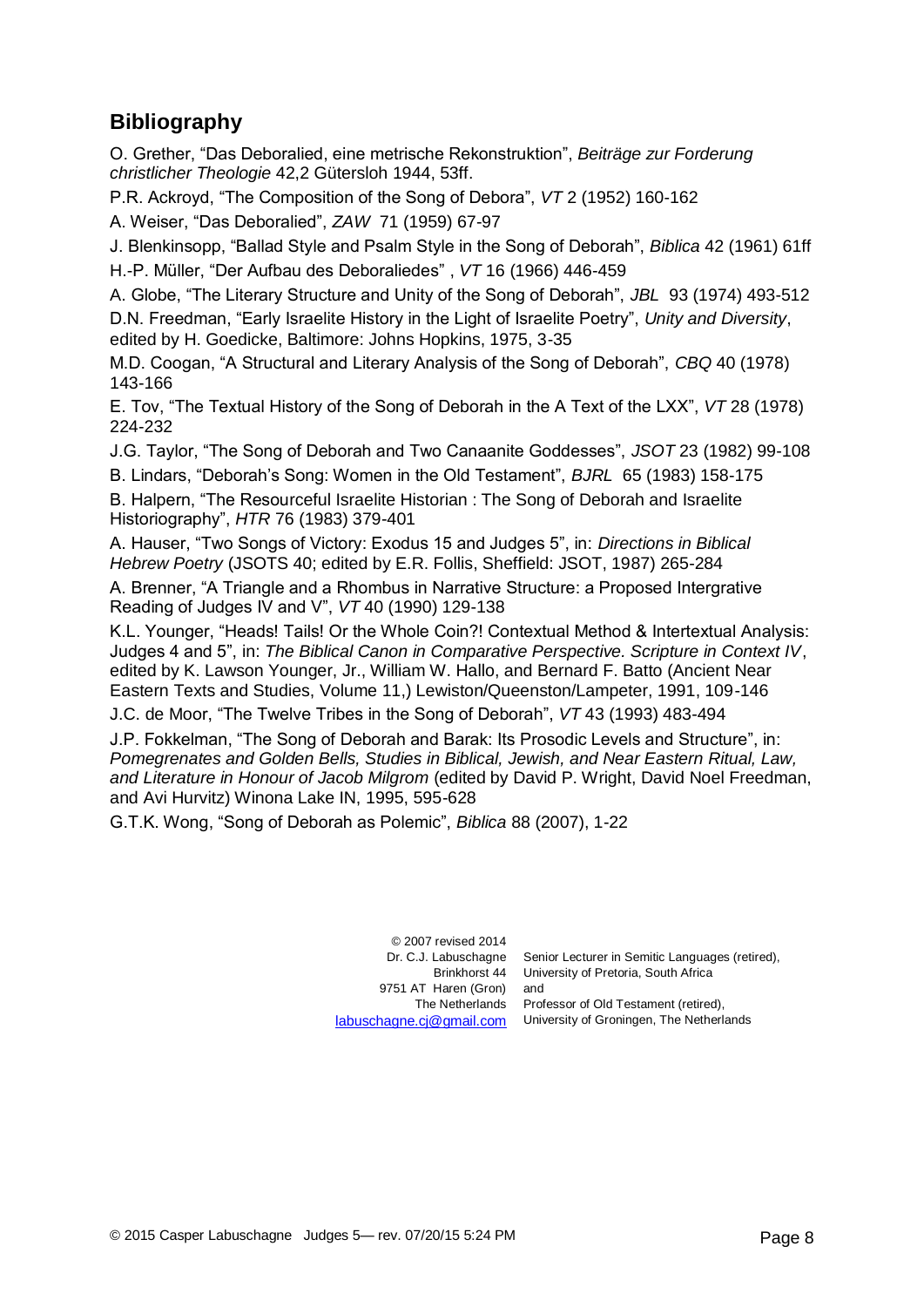## Bibliography

O. Grether, "Das Deboralied, eine metrische Rekonstruktion", *Beiträge zur Forderung christlicher Theologie* 42,2 Gütersloh 1944, 53ff.

P.R. Ackroyd, "The Composition of the Song of Debora", *VT* 2 (1952) 160-162

A. Weiser, "Das Deboralied", *ZAW* 71 (1959) 67-97

J. Blenkinsopp, "Ballad Style and Psalm Style in the Song of Deborah", *Biblica* 42 (1961) 61ff

H.-P. Müller, "Der Aufbau des Deboraliedes" , *VT* 16 (1966) 446-459

A. Globe, "The Literary Structure and Unity of the Song of Deborah", *JBL* 93 (1974) 493-512

D.N. Freedman, "Early Israelite History in the Light of Israelite Poetry", *Unity and Diversity*, edited by H. Goedicke, Baltimore: Johns Hopkins, 1975, 3-35

M.D. Coogan, "A Structural and Literary Analysis of the Song of Deborah", *CBQ* 40 (1978) 143-166

E. Tov, "The Textual History of the Song of Deborah in the A Text of the LXX", *VT* 28 (1978) 224-232

J.G. Taylor, "The Song of Deborah and Two Canaanite Goddesses", *JSOT* 23 (1982) 99-108

B. Lindars, "Deborah's Song: Women in the Old Testament", *BJRL* 65 (1983) 158-175

B. Halpern, "The Resourceful Israelite Historian : The Song of Deborah and Israelite Historiography", *HTR* 76 (1983) 379-401

A. Hauser, "Two Songs of Victory: Exodus 15 and Judges 5", in: *Directions in Biblical Hebrew Poetry* (JSOTS 40; edited by E.R. Follis, Sheffield: JSOT, 1987) 265-284

A. Brenner, "A Triangle and a Rhombus in Narrative Structure: a Proposed Intergrative Reading of Judges IV and V", *VT* 40 (1990) 129-138

K.L. Younger, "Heads! Tails! Or the Whole Coin?! Contextual Method & Intertextual Analysis: Judges 4 and 5", in: *The Biblical Canon in Comparative Perspective. Scripture in Context IV*, edited by K. Lawson Younger, Jr., William W. Hallo, and Bernard F. Batto (Ancient Near Eastern Texts and Studies, Volume 11,) Lewiston/Queenston/Lampeter, 1991, 109-146

J.C. de Moor, "The Twelve Tribes in the Song of Deborah", *VT* 43 (1993) 483-494

J.P. Fokkelman, "The Song of Deborah and Barak: Its Prosodic Levels and Structure", in: *Pomegrenates and Golden Bells, Studies in Biblical, Jewish, and Near Eastern Ritual, Law, and Literature in Honour of Jacob Milgrom* (edited by David P. Wright, David Noel Freedman, and Avi Hurvitz) Winona Lake IN, 1995, 595-628

G.T.K. Wong, "Song of Deborah as Polemic", *Biblica* 88 (2007), 1-22

© 2007 revised 2014
Dr. C.J. Labuschagne
Brinkhorst 44
9751 AT Haren (Gron)
The Netherlands
labuschagne.cj@gmail.com

Senior Lecturer in Semitic Languages (retired),
University of Pretoria, South Africa
and
Professor of Old Testament (retired),
University of Groningen, The Netherlands